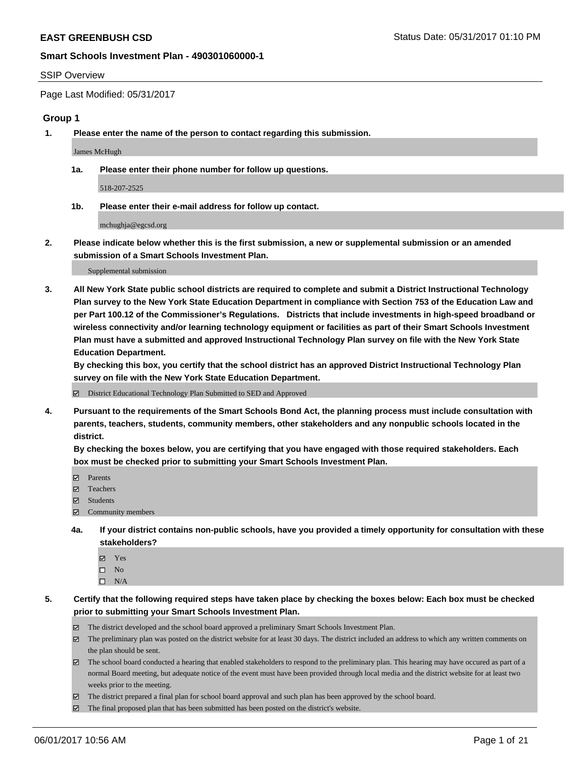**EAST GREENBUSH CSD** Status Date: 05/31/2017 01:10 PM

**Smart Schools Investment Plan - 490301060000-1**

SSIP Overview

Page Last Modified: 05/31/2017

## Group 1

**1. Please enter the name of the person to contact regarding this submission.**

James McHugh

**1a. Please enter their phone number for follow up questions.**

518-207-2525

**1b. Please enter their e-mail address for follow up contact.**

mchughja@egcsd.org

**2. Please indicate below whether this is the first submission, a new or supplemental submission or an amended submission of a Smart Schools Investment Plan.**

Supplemental submission

**3. All New York State public school districts are required to complete and submit a District Instructional Technology Plan survey to the New York State Education Department in compliance with Section 753 of the Education Law and per Part 100.12 of the Commissioner's Regulations. Districts that include investments in high-speed broadband or wireless connectivity and/or learning technology equipment or facilities as part of their Smart Schools Investment Plan must have a submitted and approved Instructional Technology Plan survey on file with the New York State Education Department.**
**By checking this box, you certify that the school district has an approved District Instructional Technology Plan survey on file with the New York State Education Department.**

- ☑ District Educational Technology Plan Submitted to SED and Approved

**4. Pursuant to the requirements of the Smart Schools Bond Act, the planning process must include consultation with parents, teachers, students, community members, other stakeholders and any nonpublic schools located in the district.**
**By checking the boxes below, you are certifying that you have engaged with those required stakeholders. Each box must be checked prior to submitting your Smart Schools Investment Plan.**

- ☑ Parents
- ☑ Teachers
- ☑ Students
- ☑ Community members

**4a. If your district contains non-public schools, have you provided a timely opportunity for consultation with these stakeholders?**

- ☑ Yes
- ☐ No
- ☐ N/A

**5. Certify that the following required steps have taken place by checking the boxes below: Each box must be checked prior to submitting your Smart Schools Investment Plan.**

- ☑ The district developed and the school board approved a preliminary Smart Schools Investment Plan.
- ☑ The preliminary plan was posted on the district website for at least 30 days. The district included an address to which any written comments on the plan should be sent.
- ☑ The school board conducted a hearing that enabled stakeholders to respond to the preliminary plan. This hearing may have occured as part of a normal Board meeting, but adequate notice of the event must have been provided through local media and the district website for at least two weeks prior to the meeting.
- ☑ The district prepared a final plan for school board approval and such plan has been approved by the school board.
- ☑ The final proposed plan that has been submitted has been posted on the district's website.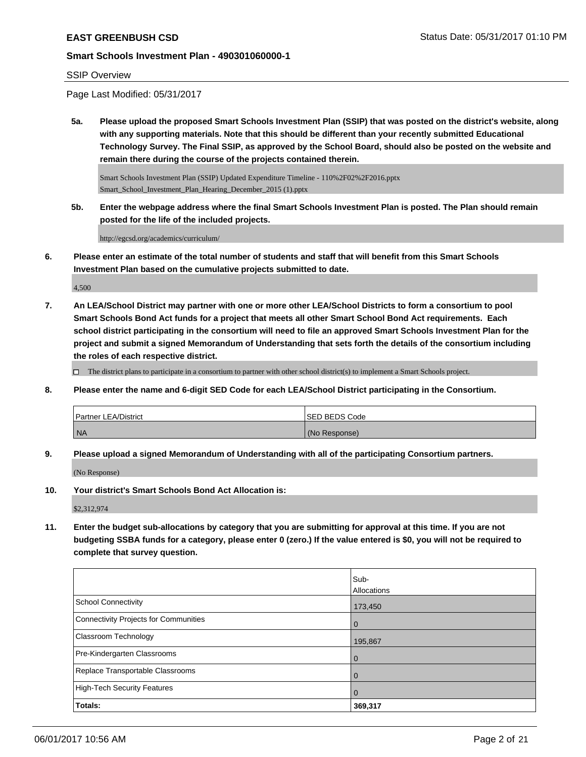SSIP Overview

Page Last Modified: 05/31/2017

**5a. Please upload the proposed Smart Schools Investment Plan (SSIP) that was posted on the district's website, along with any supporting materials. Note that this should be different than your recently submitted Educational Technology Survey. The Final SSIP, as approved by the School Board, should also be posted on the website and remain there during the course of the projects contained therein.**

Smart Schools Investment Plan (SSIP) Updated Expenditure Timeline - 110%2F02%2F2016.pptx
Smart_School_Investment_Plan_Hearing_December_2015 (1).pptx

**5b. Enter the webpage address where the final Smart Schools Investment Plan is posted. The Plan should remain posted for the life of the included projects.**

http://egcsd.org/academics/curriculum/

**6. Please enter an estimate of the total number of students and staff that will benefit from this Smart Schools Investment Plan based on the cumulative projects submitted to date.**

4,500

**7. An LEA/School District may partner with one or more other LEA/School Districts to form a consortium to pool Smart Schools Bond Act funds for a project that meets all other Smart School Bond Act requirements. Each school district participating in the consortium will need to file an approved Smart Schools Investment Plan for the project and submit a signed Memorandum of Understanding that sets forth the details of the consortium including the roles of each respective district.**

☐ The district plans to participate in a consortium to partner with other school district(s) to implement a Smart Schools project.

**8. Please enter the name and 6-digit SED Code for each LEA/School District participating in the Consortium.**

| Partner LEA/District | SED BEDS Code |
|---|---|
| NA | (No Response) |

**9. Please upload a signed Memorandum of Understanding with all of the participating Consortium partners.**

(No Response)

**10. Your district's Smart Schools Bond Act Allocation is:**

$2,312,974

**11. Enter the budget sub-allocations by category that you are submitting for approval at this time. If you are not budgeting SSBA funds for a category, please enter 0 (zero.) If the value entered is $0, you will not be required to complete that survey question.**

| | Sub-Allocations |
|---|---|
| School Connectivity | 173,450 |
| Connectivity Projects for Communities | 0 |
| Classroom Technology | 195,867 |
| Pre-Kindergarten Classrooms | 0 |
| Replace Transportable Classrooms | 0 |
| High-Tech Security Features | 0 |
| **Totals:** | **369,317** |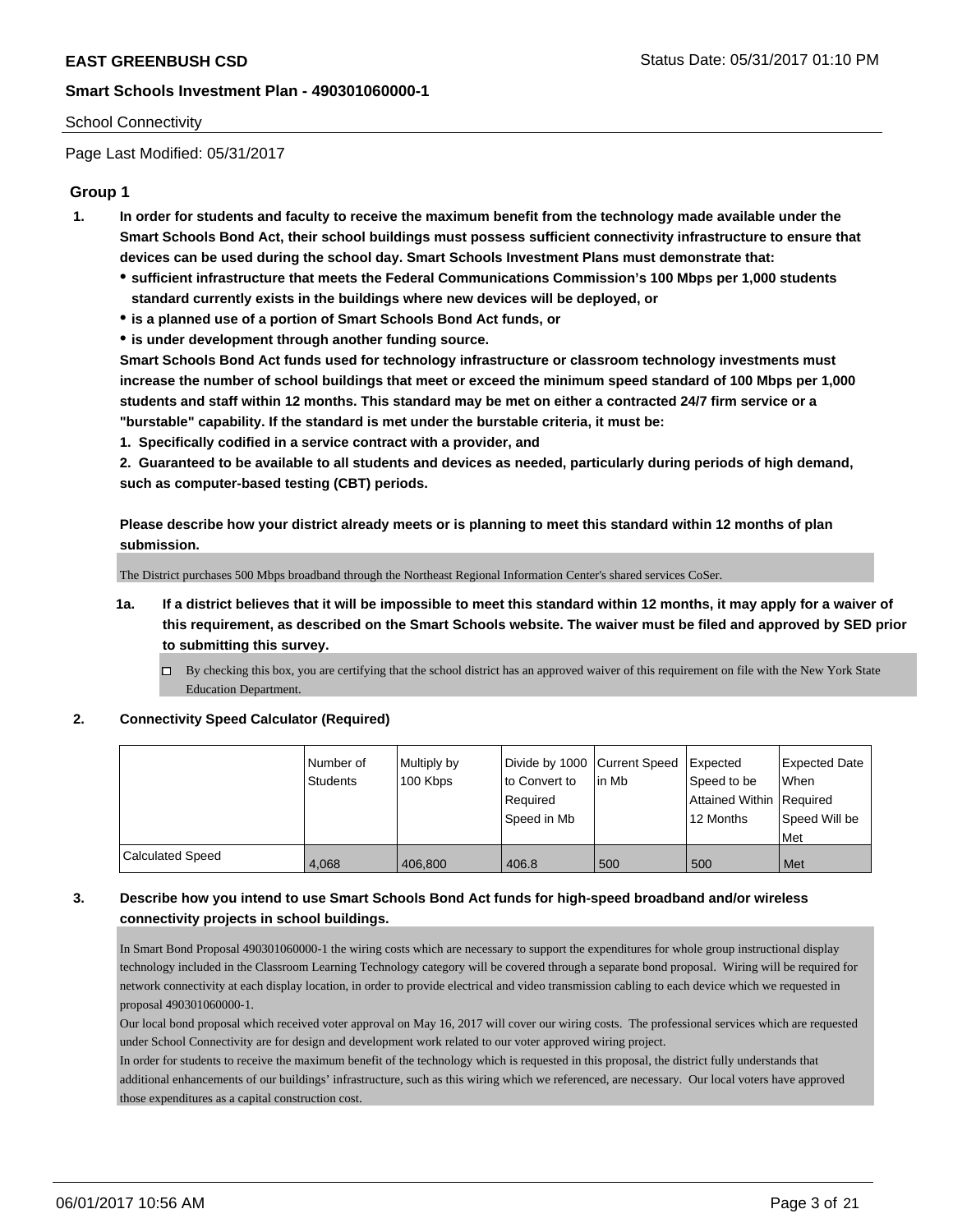School Connectivity

Page Last Modified: 05/31/2017

## Group 1

1. **In order for students and faculty to receive the maximum benefit from the technology made available under the Smart Schools Bond Act, their school buildings must possess sufficient connectivity infrastructure to ensure that devices can be used during the school day. Smart Schools Investment Plans must demonstrate that:**
   - **sufficient infrastructure that meets the Federal Communications Commission's 100 Mbps per 1,000 students standard currently exists in the buildings where new devices will be deployed, or**
   - **is a planned use of a portion of Smart Schools Bond Act funds, or**
   - **is under development through another funding source.**

   **Smart Schools Bond Act funds used for technology infrastructure or classroom technology investments must increase the number of school buildings that meet or exceed the minimum speed standard of 100 Mbps per 1,000 students and staff within 12 months. This standard may be met on either a contracted 24/7 firm service or a "burstable" capability. If the standard is met under the burstable criteria, it must be:**

   **1. Specifically codified in a service contract with a provider, and**

   **2. Guaranteed to be available to all students and devices as needed, particularly during periods of high demand, such as computer-based testing (CBT) periods.**

   **Please describe how your district already meets or is planning to meet this standard within 12 months of plan submission.**

   The District purchases 500 Mbps broadband through the Northeast Regional Information Center's shared services CoSer.

   1a. **If a district believes that it will be impossible to meet this standard within 12 months, it may apply for a waiver of this requirement, as described on the Smart Schools website. The waiver must be filed and approved by SED prior to submitting this survey.**

   ☐ By checking this box, you are certifying that the school district has an approved waiver of this requirement on file with the New York State Education Department.

2. **Connectivity Speed Calculator (Required)**

| | Number of Students | Multiply by 100 Kbps | Divide by 1000 to Convert to Required Speed in Mb | Current Speed in Mb | Expected Speed to be Attained Within 12 Months | Expected Date When Required Speed Will be Met |
|---|---|---|---|---|---|---|
| Calculated Speed | 4,068 | 406,800 | 406.8 | 500 | 500 | Met |

3. **Describe how you intend to use Smart Schools Bond Act funds for high-speed broadband and/or wireless connectivity projects in school buildings.**

   In Smart Bond Proposal 490301060000-1 the wiring costs which are necessary to support the expenditures for whole group instructional display technology included in the Classroom Learning Technology category will be covered through a separate bond proposal. Wiring will be required for network connectivity at each display location, in order to provide electrical and video transmission cabling to each device which we requested in proposal 490301060000-1.

   Our local bond proposal which received voter approval on May 16, 2017 will cover our wiring costs. The professional services which are requested under School Connectivity are for design and development work related to our voter approved wiring project.

   In order for students to receive the maximum benefit of the technology which is requested in this proposal, the district fully understands that additional enhancements of our buildings' infrastructure, such as this wiring which we referenced, are necessary. Our local voters have approved those expenditures as a capital construction cost.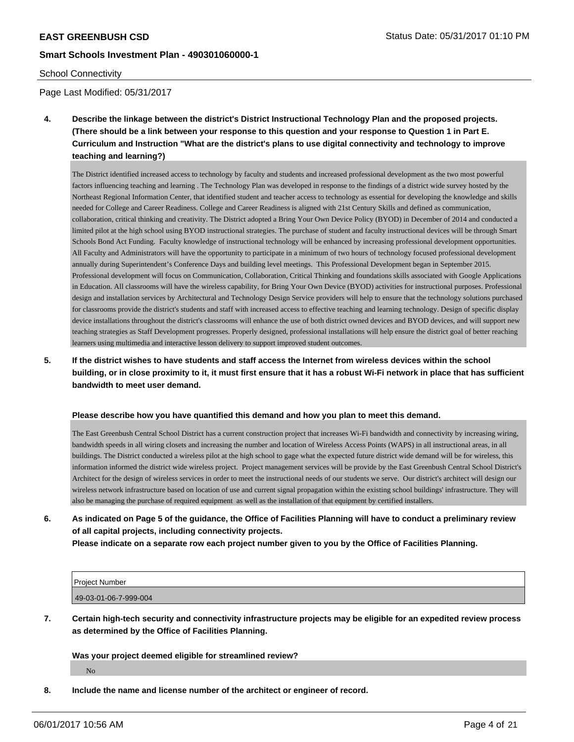School Connectivity

Page Last Modified: 05/31/2017

**4. Describe the linkage between the district's District Instructional Technology Plan and the proposed projects. (There should be a link between your response to this question and your response to Question 1 in Part E. Curriculum and Instruction "What are the district's plans to use digital connectivity and technology to improve teaching and learning?)**

The District identified increased access to technology by faculty and students and increased professional development as the two most powerful factors influencing teaching and learning . The Technology Plan was developed in response to the findings of a district wide survey hosted by the Northeast Regional Information Center, that identified student and teacher access to technology as essential for developing the knowledge and skills needed for College and Career Readiness. College and Career Readiness is aligned with 21st Century Skills and defined as communication, collaboration, critical thinking and creativity. The District adopted a Bring Your Own Device Policy (BYOD) in December of 2014 and conducted a limited pilot at the high school using BYOD instructional strategies. The purchase of student and faculty instructional devices will be through Smart Schools Bond Act Funding. Faculty knowledge of instructional technology will be enhanced by increasing professional development opportunities. All Faculty and Administrators will have the opportunity to participate in a minimum of two hours of technology focused professional development annually during Superintendent's Conference Days and building level meetings. This Professional Development began in September 2015. Professional development will focus on Communication, Collaboration, Critical Thinking and foundations skills associated with Google Applications in Education. All classrooms will have the wireless capability, for Bring Your Own Device (BYOD) activities for instructional purposes. Professional design and installation services by Architectural and Technology Design Service providers will help to ensure that the technology solutions purchased for classrooms provide the district's students and staff with increased access to effective teaching and learning technology. Design of specific display device installations throughout the district's classrooms will enhance the use of both district owned devices and BYOD devices, and will support new teaching strategies as Staff Development progresses. Properly designed, professional installations will help ensure the district goal of better reaching learners using multimedia and interactive lesson delivery to support improved student outcomes.

**5. If the district wishes to have students and staff access the Internet from wireless devices within the school building, or in close proximity to it, it must first ensure that it has a robust Wi-Fi network in place that has sufficient bandwidth to meet user demand.**

**Please describe how you have quantified this demand and how you plan to meet this demand.**

The East Greenbush Central School District has a current construction project that increases Wi-Fi bandwidth and connectivity by increasing wiring, bandwidth speeds in all wiring closets and increasing the number and location of Wireless Access Points (WAPS) in all instructional areas, in all buildings. The District conducted a wireless pilot at the high school to gage what the expected future district wide demand will be for wireless, this information informed the district wide wireless project. Project management services will be provide by the East Greenbush Central School District's Architect for the design of wireless services in order to meet the instructional needs of our students we serve. Our district's architect will design our wireless network infrastructure based on location of use and current signal propagation within the existing school buildings' infrastructure. They will also be managing the purchase of required equipment as well as the installation of that equipment by certified installers.

**6. As indicated on Page 5 of the guidance, the Office of Facilities Planning will have to conduct a preliminary review of all capital projects, including connectivity projects.**
**Please indicate on a separate row each project number given to you by the Office of Facilities Planning.**

| Project Number |
|---|
| 49-03-01-06-7-999-004 |

**7. Certain high-tech security and connectivity infrastructure projects may be eligible for an expedited review process as determined by the Office of Facilities Planning.**

**Was your project deemed eligible for streamlined review?**

No

**8. Include the name and license number of the architect or engineer of record.**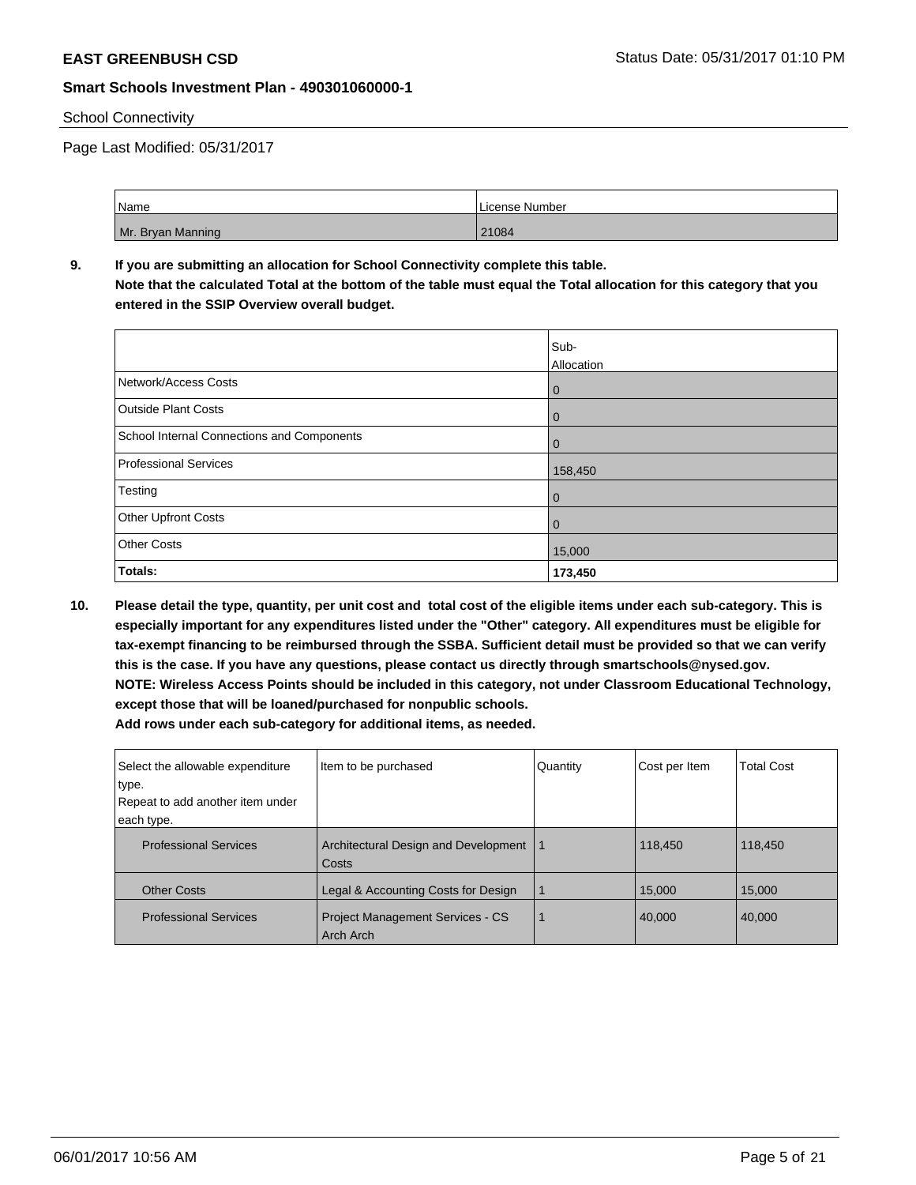School Connectivity

Page Last Modified: 05/31/2017

| Name | License Number |
| --- | --- |
| Mr. Bryan Manning | 21084 |

**9. If you are submitting an allocation for School Connectivity complete this table. Note that the calculated Total at the bottom of the table must equal the Total allocation for this category that you entered in the SSIP Overview overall budget.**

| | Sub-Allocation |
| --- | --- |
| Network/Access Costs | 0 |
| Outside Plant Costs | 0 |
| School Internal Connections and Components | 0 |
| Professional Services | 158,450 |
| Testing | 0 |
| Other Upfront Costs | 0 |
| Other Costs | 15,000 |
| **Totals:** | **173,450** |

**10. Please detail the type, quantity, per unit cost and total cost of the eligible items under each sub-category. This is especially important for any expenditures listed under the "Other" category. All expenditures must be eligible for tax-exempt financing to be reimbursed through the SSBA. Sufficient detail must be provided so that we can verify this is the case. If you have any questions, please contact us directly through smartschools@nysed.gov. NOTE: Wireless Access Points should be included in this category, not under Classroom Educational Technology, except those that will be loaned/purchased for nonpublic schools. Add rows under each sub-category for additional items, as needed.**

| Select the allowable expenditure type. Repeat to add another item under each type. | Item to be purchased | Quantity | Cost per Item | Total Cost |
| --- | --- | --- | --- | --- |
| Professional Services | Architectural Design and Development Costs | 1 | 118,450 | 118,450 |
| Other Costs | Legal & Accounting Costs for Design | 1 | 15,000 | 15,000 |
| Professional Services | Project Management Services - CS Arch Arch | 1 | 40,000 | 40,000 |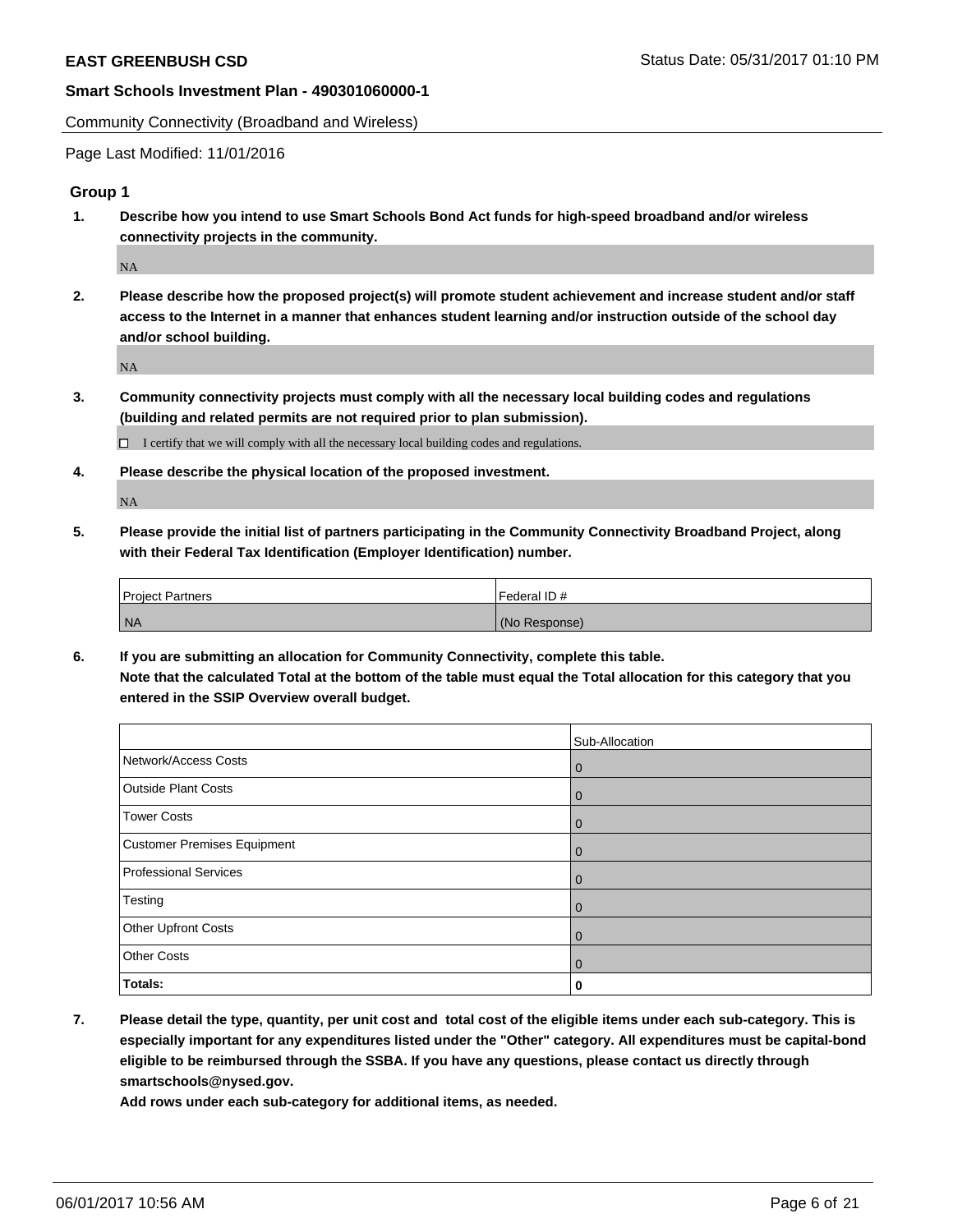Community Connectivity (Broadband and Wireless)

Page Last Modified: 11/01/2016

### Group 1

**1. Describe how you intend to use Smart Schools Bond Act funds for high-speed broadband and/or wireless connectivity projects in the community.**

NA

**2. Please describe how the proposed project(s) will promote student achievement and increase student and/or staff access to the Internet in a manner that enhances student learning and/or instruction outside of the school day and/or school building.**

NA

**3. Community connectivity projects must comply with all the necessary local building codes and regulations (building and related permits are not required prior to plan submission).**

☐ I certify that we will comply with all the necessary local building codes and regulations.

**4. Please describe the physical location of the proposed investment.**

NA

**5. Please provide the initial list of partners participating in the Community Connectivity Broadband Project, along with their Federal Tax Identification (Employer Identification) number.**

| Project Partners | Federal ID # |
|---|---|
| NA | (No Response) |

**6. If you are submitting an allocation for Community Connectivity, complete this table. Note that the calculated Total at the bottom of the table must equal the Total allocation for this category that you entered in the SSIP Overview overall budget.**

| | Sub-Allocation |
|---|---|
| Network/Access Costs | 0 |
| Outside Plant Costs | 0 |
| Tower Costs | 0 |
| Customer Premises Equipment | 0 |
| Professional Services | 0 |
| Testing | 0 |
| Other Upfront Costs | 0 |
| Other Costs | 0 |
| **Totals:** | **0** |

**7. Please detail the type, quantity, per unit cost and total cost of the eligible items under each sub-category. This is especially important for any expenditures listed under the "Other" category. All expenditures must be capital-bond eligible to be reimbursed through the SSBA. If you have any questions, please contact us directly through smartschools@nysed.gov.**

**Add rows under each sub-category for additional items, as needed.**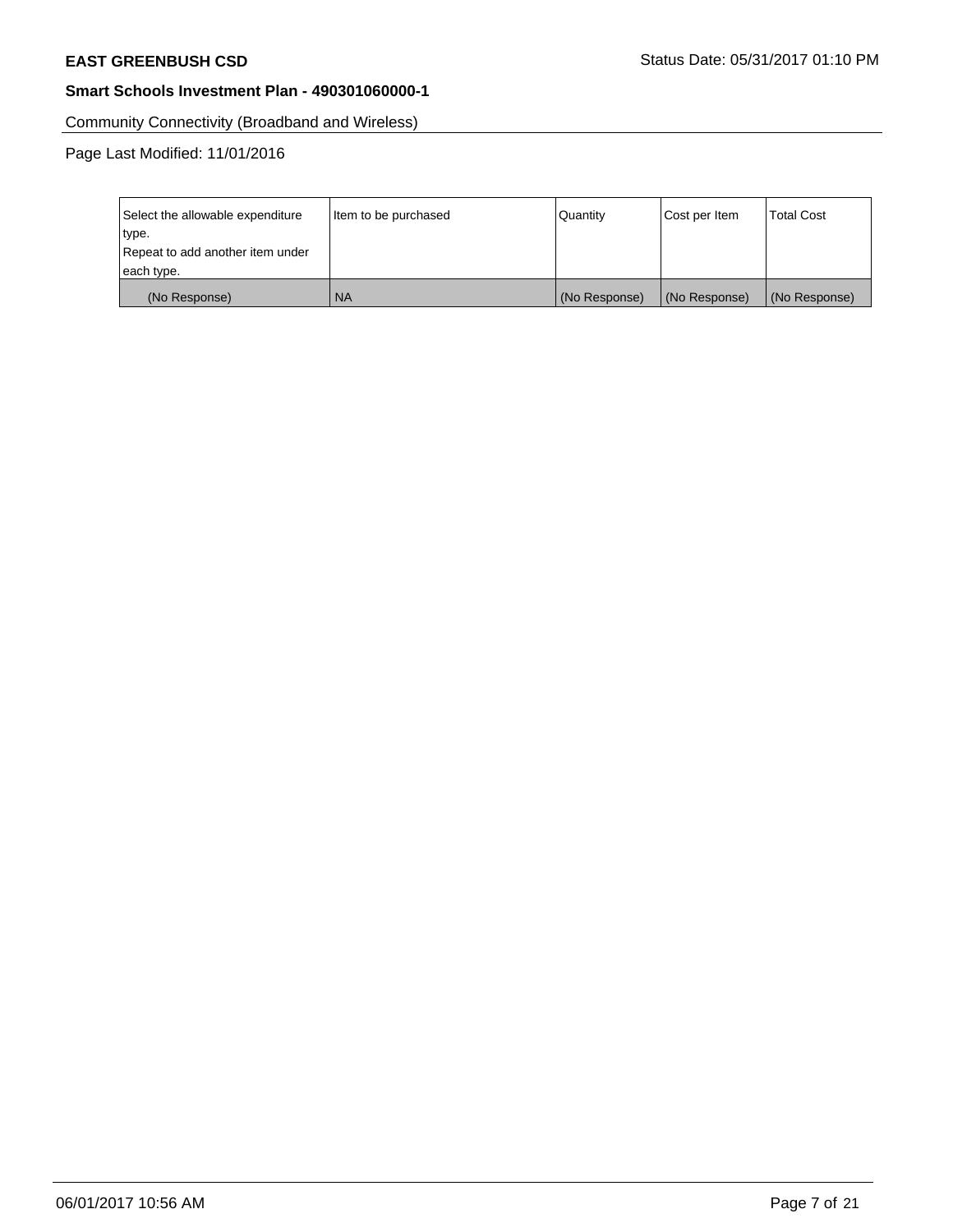**EAST GREENBUSH CSD** Status Date: 05/31/2017 01:10 PM

**Smart Schools Investment Plan - 490301060000-1**

Community Connectivity (Broadband and Wireless)

Page Last Modified: 11/01/2016

| Select the allowable expenditure type. Repeat to add another item under each type. | Item to be purchased | Quantity | Cost per Item | Total Cost |
|---|---|---|---|---|
| (No Response) | NA | (No Response) | (No Response) | (No Response) |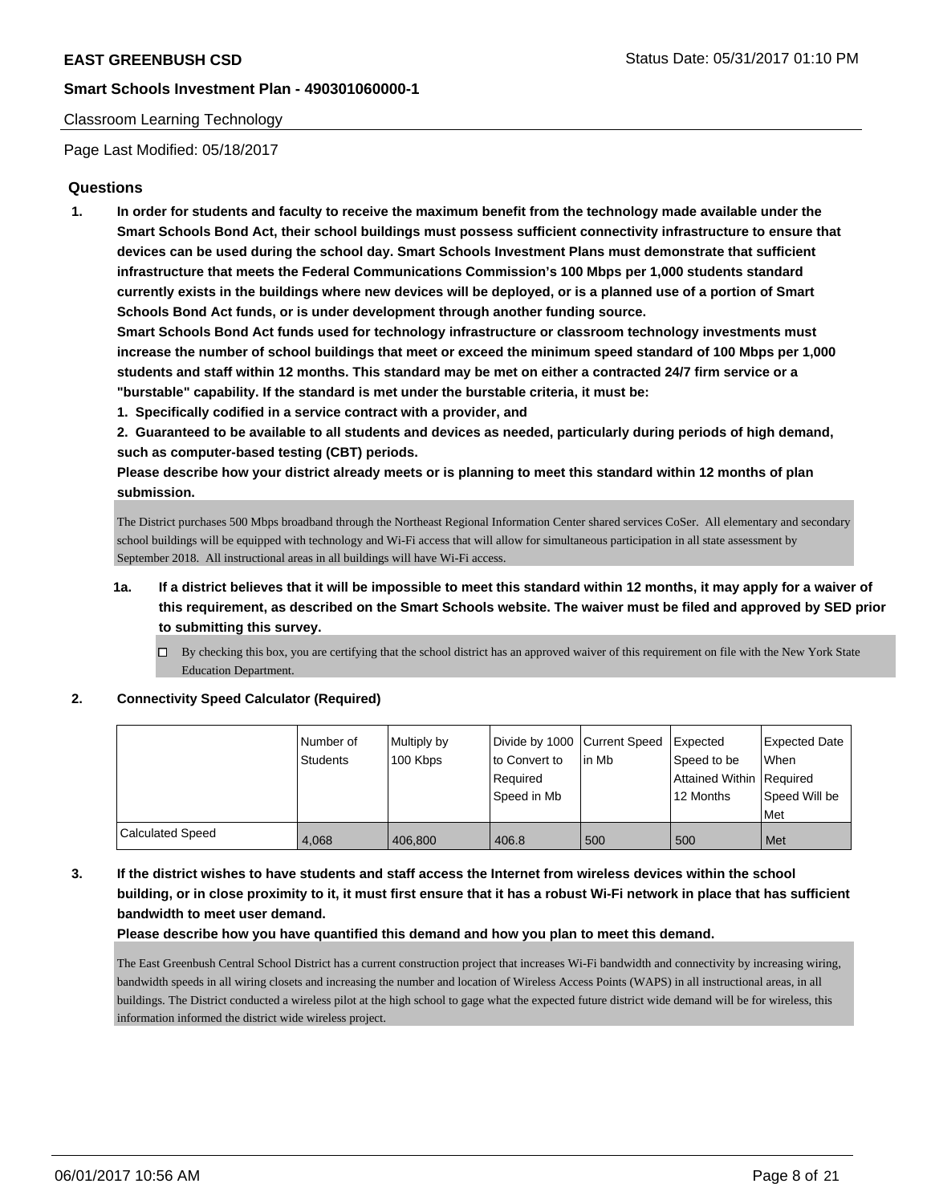Classroom Learning Technology

Page Last Modified: 05/18/2017

## Questions

**1. In order for students and faculty to receive the maximum benefit from the technology made available under the Smart Schools Bond Act, their school buildings must possess sufficient connectivity infrastructure to ensure that devices can be used during the school day. Smart Schools Investment Plans must demonstrate that sufficient infrastructure that meets the Federal Communications Commission's 100 Mbps per 1,000 students standard currently exists in the buildings where new devices will be deployed, or is a planned use of a portion of Smart Schools Bond Act funds, or is under development through another funding source.**

**Smart Schools Bond Act funds used for technology infrastructure or classroom technology investments must increase the number of school buildings that meet or exceed the minimum speed standard of 100 Mbps per 1,000 students and staff within 12 months. This standard may be met on either a contracted 24/7 firm service or a "burstable" capability. If the standard is met under the burstable criteria, it must be:**

**1. Specifically codified in a service contract with a provider, and**

**2. Guaranteed to be available to all students and devices as needed, particularly during periods of high demand, such as computer-based testing (CBT) periods.**

**Please describe how your district already meets or is planning to meet this standard within 12 months of plan submission.**

The District purchases 500 Mbps broadband through the Northeast Regional Information Center shared services CoSer. All elementary and secondary school buildings will be equipped with technology and Wi-Fi access that will allow for simultaneous participation in all state assessment by September 2018. All instructional areas in all buildings will have Wi-Fi access.

**1a. If a district believes that it will be impossible to meet this standard within 12 months, it may apply for a waiver of this requirement, as described on the Smart Schools website. The waiver must be filed and approved by SED prior to submitting this survey.**

☐ By checking this box, you are certifying that the school district has an approved waiver of this requirement on file with the New York State Education Department.

**2. Connectivity Speed Calculator (Required)**

| | Number of Students | Multiply by 100 Kbps | Divide by 1000 to Convert to Required Speed in Mb | Current Speed in Mb | Expected Speed to be Attained Within 12 Months | Expected Date When Required Speed Will be Met |
|---|---|---|---|---|---|---|
| Calculated Speed | 4,068 | 406,800 | 406.8 | 500 | 500 | Met |

**3. If the district wishes to have students and staff access the Internet from wireless devices within the school building, or in close proximity to it, it must first ensure that it has a robust Wi-Fi network in place that has sufficient bandwidth to meet user demand.**

**Please describe how you have quantified this demand and how you plan to meet this demand.**

The East Greenbush Central School District has a current construction project that increases Wi-Fi bandwidth and connectivity by increasing wiring, bandwidth speeds in all wiring closets and increasing the number and location of Wireless Access Points (WAPS) in all instructional areas, in all buildings. The District conducted a wireless pilot at the high school to gage what the expected future district wide demand will be for wireless, this information informed the district wide wireless project.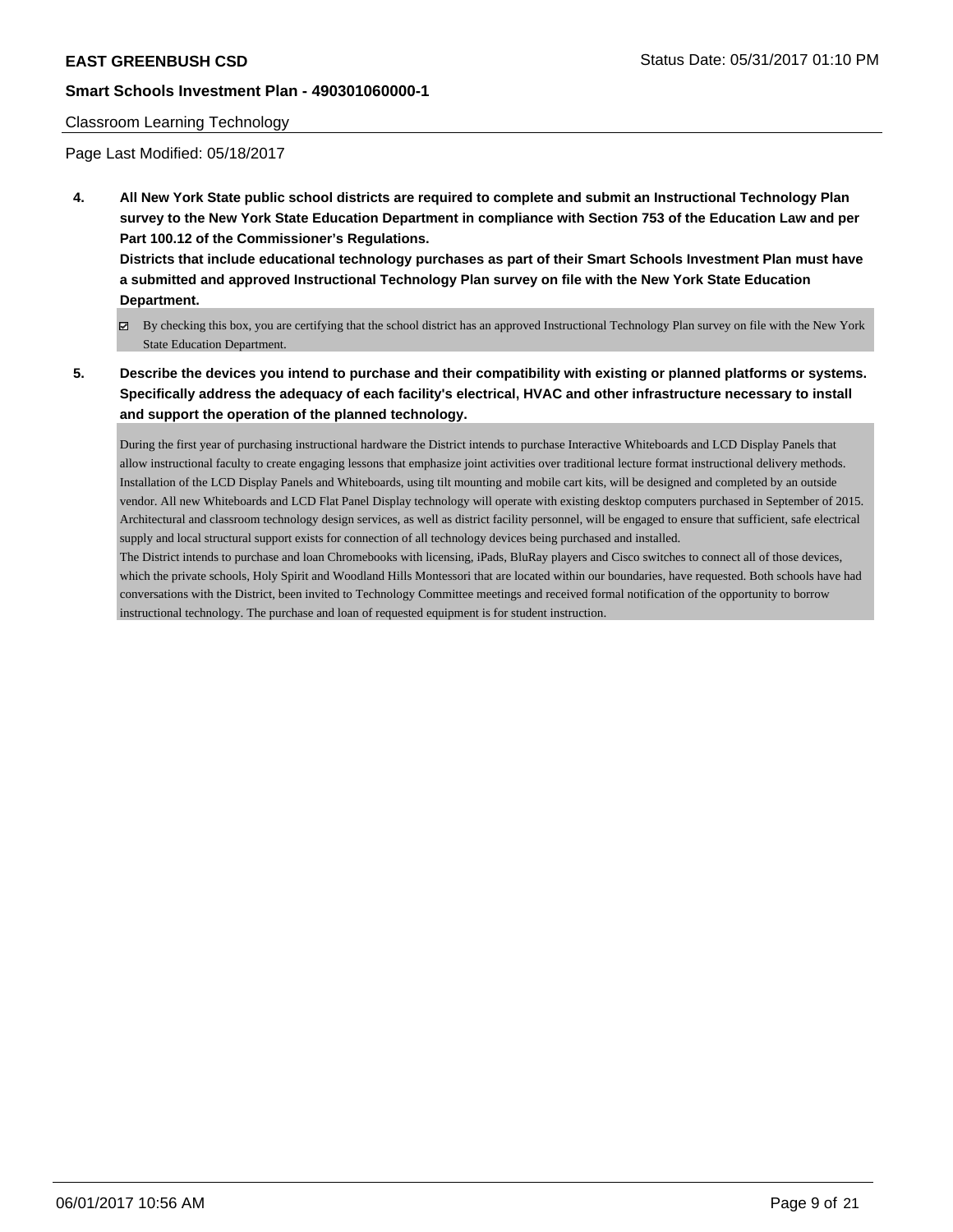Classroom Learning Technology

Page Last Modified: 05/18/2017

**4. All New York State public school districts are required to complete and submit an Instructional Technology Plan survey to the New York State Education Department in compliance with Section 753 of the Education Law and per Part 100.12 of the Commissioner's Regulations.**

**Districts that include educational technology purchases as part of their Smart Schools Investment Plan must have a submitted and approved Instructional Technology Plan survey on file with the New York State Education Department.**

- [x] By checking this box, you are certifying that the school district has an approved Instructional Technology Plan survey on file with the New York State Education Department.

**5. Describe the devices you intend to purchase and their compatibility with existing or planned platforms or systems. Specifically address the adequacy of each facility's electrical, HVAC and other infrastructure necessary to install and support the operation of the planned technology.**

During the first year of purchasing instructional hardware the District intends to purchase Interactive Whiteboards and LCD Display Panels that allow instructional faculty to create engaging lessons that emphasize joint activities over traditional lecture format instructional delivery methods. Installation of the LCD Display Panels and Whiteboards, using tilt mounting and mobile cart kits, will be designed and completed by an outside vendor. All new Whiteboards and LCD Flat Panel Display technology will operate with existing desktop computers purchased in September of 2015. Architectural and classroom technology design services, as well as district facility personnel, will be engaged to ensure that sufficient, safe electrical supply and local structural support exists for connection of all technology devices being purchased and installed.
The District intends to purchase and loan Chromebooks with licensing, iPads, BluRay players and Cisco switches to connect all of those devices, which the private schools, Holy Spirit and Woodland Hills Montessori that are located within our boundaries, have requested. Both schools have had conversations with the District, been invited to Technology Committee meetings and received formal notification of the opportunity to borrow instructional technology. The purchase and loan of requested equipment is for student instruction.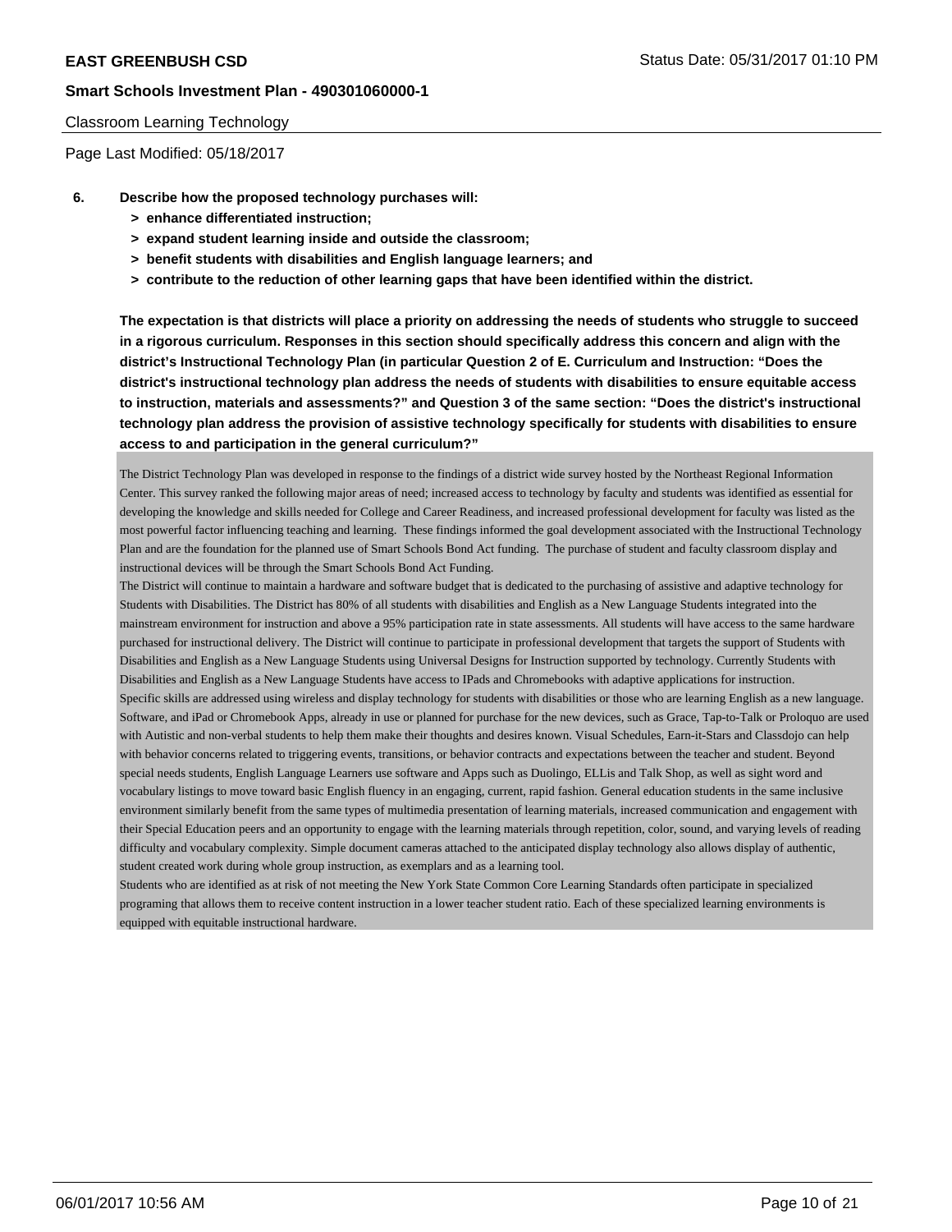Classroom Learning Technology

Page Last Modified: 05/18/2017

**6. Describe how the proposed technology purchases will:**

- **> enhance differentiated instruction;**
- **> expand student learning inside and outside the classroom;**
- **> benefit students with disabilities and English language learners; and**
- **> contribute to the reduction of other learning gaps that have been identified within the district.**

**The expectation is that districts will place a priority on addressing the needs of students who struggle to succeed in a rigorous curriculum. Responses in this section should specifically address this concern and align with the district's Instructional Technology Plan (in particular Question 2 of E. Curriculum and Instruction: "Does the district's instructional technology plan address the needs of students with disabilities to ensure equitable access to instruction, materials and assessments?" and Question 3 of the same section: "Does the district's instructional technology plan address the provision of assistive technology specifically for students with disabilities to ensure access to and participation in the general curriculum?"**

The District Technology Plan was developed in response to the findings of a district wide survey hosted by the Northeast Regional Information Center. This survey ranked the following major areas of need; increased access to technology by faculty and students was identified as essential for developing the knowledge and skills needed for College and Career Readiness, and increased professional development for faculty was listed as the most powerful factor influencing teaching and learning. These findings informed the goal development associated with the Instructional Technology Plan and are the foundation for the planned use of Smart Schools Bond Act funding. The purchase of student and faculty classroom display and instructional devices will be through the Smart Schools Bond Act Funding.

The District will continue to maintain a hardware and software budget that is dedicated to the purchasing of assistive and adaptive technology for Students with Disabilities. The District has 80% of all students with disabilities and English as a New Language Students integrated into the mainstream environment for instruction and above a 95% participation rate in state assessments. All students will have access to the same hardware purchased for instructional delivery. The District will continue to participate in professional development that targets the support of Students with Disabilities and English as a New Language Students using Universal Designs for Instruction supported by technology. Currently Students with Disabilities and English as a New Language Students have access to IPads and Chromebooks with adaptive applications for instruction.

Specific skills are addressed using wireless and display technology for students with disabilities or those who are learning English as a new language. Software, and iPad or Chromebook Apps, already in use or planned for purchase for the new devices, such as Grace, Tap-to-Talk or Proloquo are used with Autistic and non-verbal students to help them make their thoughts and desires known. Visual Schedules, Earn-it-Stars and Classdojo can help with behavior concerns related to triggering events, transitions, or behavior contracts and expectations between the teacher and student. Beyond special needs students, English Language Learners use software and Apps such as Duolingo, ELLis and Talk Shop, as well as sight word and vocabulary listings to move toward basic English fluency in an engaging, current, rapid fashion. General education students in the same inclusive environment similarly benefit from the same types of multimedia presentation of learning materials, increased communication and engagement with their Special Education peers and an opportunity to engage with the learning materials through repetition, color, sound, and varying levels of reading difficulty and vocabulary complexity. Simple document cameras attached to the anticipated display technology also allows display of authentic, student created work during whole group instruction, as exemplars and as a learning tool.

Students who are identified as at risk of not meeting the New York State Common Core Learning Standards often participate in specialized programing that allows them to receive content instruction in a lower teacher student ratio. Each of these specialized learning environments is equipped with equitable instructional hardware.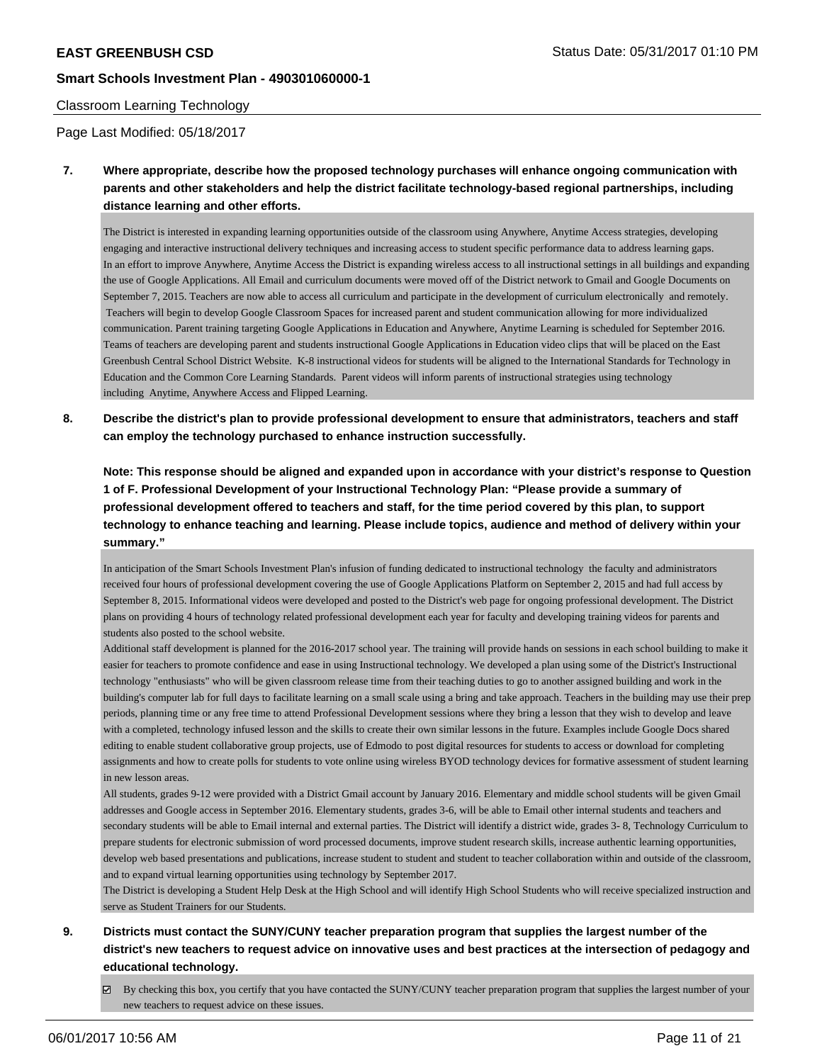Classroom Learning Technology

Page Last Modified: 05/18/2017

**7. Where appropriate, describe how the proposed technology purchases will enhance ongoing communication with parents and other stakeholders and help the district facilitate technology-based regional partnerships, including distance learning and other efforts.**

The District is interested in expanding learning opportunities outside of the classroom using Anywhere, Anytime Access strategies, developing engaging and interactive instructional delivery techniques and increasing access to student specific performance data to address learning gaps.
In an effort to improve Anywhere, Anytime Access the District is expanding wireless access to all instructional settings in all buildings and expanding the use of Google Applications. All Email and curriculum documents were moved off of the District network to Gmail and Google Documents on September 7, 2015. Teachers are now able to access all curriculum and participate in the development of curriculum electronically and remotely.
Teachers will begin to develop Google Classroom Spaces for increased parent and student communication allowing for more individualized communication. Parent training targeting Google Applications in Education and Anywhere, Anytime Learning is scheduled for September 2016. Teams of teachers are developing parent and students instructional Google Applications in Education video clips that will be placed on the East Greenbush Central School District Website. K-8 instructional videos for students will be aligned to the International Standards for Technology in Education and the Common Core Learning Standards. Parent videos will inform parents of instructional strategies using technology including Anytime, Anywhere Access and Flipped Learning.

**8. Describe the district's plan to provide professional development to ensure that administrators, teachers and staff can employ the technology purchased to enhance instruction successfully.**

**Note: This response should be aligned and expanded upon in accordance with your district's response to Question 1 of F. Professional Development of your Instructional Technology Plan: "Please provide a summary of professional development offered to teachers and staff, for the time period covered by this plan, to support technology to enhance teaching and learning. Please include topics, audience and method of delivery within your summary."**

In anticipation of the Smart Schools Investment Plan's infusion of funding dedicated to instructional technology the faculty and administrators received four hours of professional development covering the use of Google Applications Platform on September 2, 2015 and had full access by September 8, 2015. Informational videos were developed and posted to the District's web page for ongoing professional development. The District plans on providing 4 hours of technology related professional development each year for faculty and developing training videos for parents and students also posted to the school website.
Additional staff development is planned for the 2016-2017 school year. The training will provide hands on sessions in each school building to make it easier for teachers to promote confidence and ease in using Instructional technology. We developed a plan using some of the District's Instructional technology "enthusiasts" who will be given classroom release time from their teaching duties to go to another assigned building and work in the building's computer lab for full days to facilitate learning on a small scale using a bring and take approach. Teachers in the building may use their prep periods, planning time or any free time to attend Professional Development sessions where they bring a lesson that they wish to develop and leave with a completed, technology infused lesson and the skills to create their own similar lessons in the future. Examples include Google Docs shared editing to enable student collaborative group projects, use of Edmodo to post digital resources for students to access or download for completing assignments and how to create polls for students to vote online using wireless BYOD technology devices for formative assessment of student learning in new lesson areas.
All students, grades 9-12 were provided with a District Gmail account by January 2016. Elementary and middle school students will be given Gmail addresses and Google access in September 2016. Elementary students, grades 3-6, will be able to Email other internal students and teachers and secondary students will be able to Email internal and external parties. The District will identify a district wide, grades 3- 8, Technology Curriculum to prepare students for electronic submission of word processed documents, improve student research skills, increase authentic learning opportunities, develop web based presentations and publications, increase student to student and student to teacher collaboration within and outside of the classroom, and to expand virtual learning opportunities using technology by September 2017.
The District is developing a Student Help Desk at the High School and will identify High School Students who will receive specialized instruction and serve as Student Trainers for our Students.

**9. Districts must contact the SUNY/CUNY teacher preparation program that supplies the largest number of the district's new teachers to request advice on innovative uses and best practices at the intersection of pedagogy and educational technology.**

☑ By checking this box, you certify that you have contacted the SUNY/CUNY teacher preparation program that supplies the largest number of your new teachers to request advice on these issues.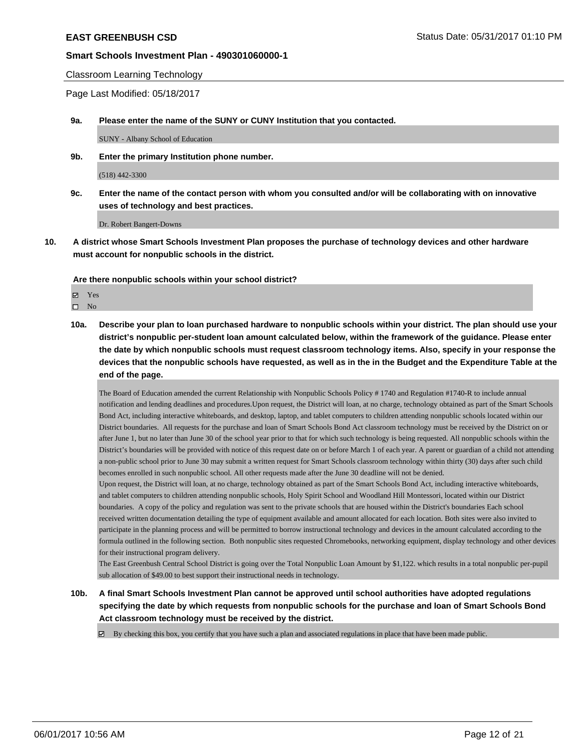Classroom Learning Technology

Page Last Modified: 05/18/2017

**9a. Please enter the name of the SUNY or CUNY Institution that you contacted.**

SUNY - Albany School of Education

**9b. Enter the primary Institution phone number.**

(518) 442-3300

**9c. Enter the name of the contact person with whom you consulted and/or will be collaborating with on innovative uses of technology and best practices.**

Dr. Robert Bangert-Downs

**10. A district whose Smart Schools Investment Plan proposes the purchase of technology devices and other hardware must account for nonpublic schools in the district.**

**Are there nonpublic schools within your school district?**

- ☑ Yes
- ☐ No

**10a. Describe your plan to loan purchased hardware to nonpublic schools within your district. The plan should use your district's nonpublic per-student loan amount calculated below, within the framework of the guidance. Please enter the date by which nonpublic schools must request classroom technology items. Also, specify in your response the devices that the nonpublic schools have requested, as well as in the in the Budget and the Expenditure Table at the end of the page.**

The Board of Education amended the current Relationship with Nonpublic Schools Policy # 1740 and Regulation #1740-R to include annual notification and lending deadlines and procedures.Upon request, the District will loan, at no charge, technology obtained as part of the Smart Schools Bond Act, including interactive whiteboards, and desktop, laptop, and tablet computers to children attending nonpublic schools located within our District boundaries. All requests for the purchase and loan of Smart Schools Bond Act classroom technology must be received by the District on or after June 1, but no later than June 30 of the school year prior to that for which such technology is being requested. All nonpublic schools within the District's boundaries will be provided with notice of this request date on or before March 1 of each year. A parent or guardian of a child not attending a non-public school prior to June 30 may submit a written request for Smart Schools classroom technology within thirty (30) days after such child becomes enrolled in such nonpublic school. All other requests made after the June 30 deadline will not be denied.
Upon request, the District will loan, at no charge, technology obtained as part of the Smart Schools Bond Act, including interactive whiteboards, and tablet computers to children attending nonpublic schools, Holy Spirit School and Woodland Hill Montessori, located within our District boundaries. A copy of the policy and regulation was sent to the private schools that are housed within the District's boundaries Each school received written documentation detailing the type of equipment available and amount allocated for each location. Both sites were also invited to participate in the planning process and will be permitted to borrow instructional technology and devices in the amount calculated according to the formula outlined in the following section. Both nonpublic sites requested Chromebooks, networking equipment, display technology and other devices for their instructional program delivery.
The East Greenbush Central School District is going over the Total Nonpublic Loan Amount by $1,122. which results in a total nonpublic per-pupil sub allocation of $49.00 to best support their instructional needs in technology.

**10b. A final Smart Schools Investment Plan cannot be approved until school authorities have adopted regulations specifying the date by which requests from nonpublic schools for the purchase and loan of Smart Schools Bond Act classroom technology must be received by the district.**

- ☑ By checking this box, you certify that you have such a plan and associated regulations in place that have been made public.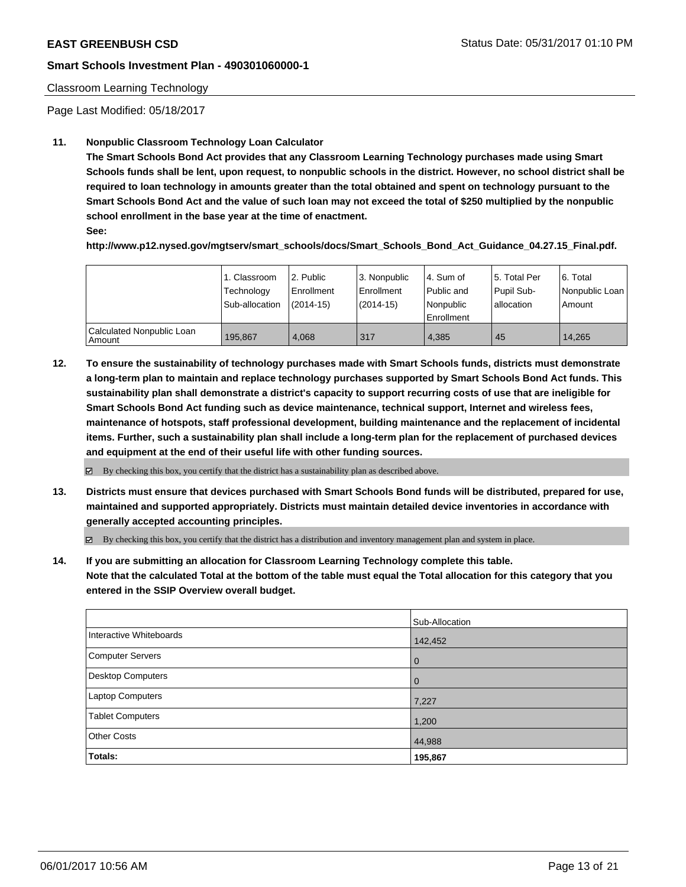Classroom Learning Technology

Page Last Modified: 05/18/2017

**11. Nonpublic Classroom Technology Loan Calculator**

**The Smart Schools Bond Act provides that any Classroom Learning Technology purchases made using Smart Schools funds shall be lent, upon request, to nonpublic schools in the district. However, no school district shall be required to loan technology in amounts greater than the total obtained and spent on technology pursuant to the Smart Schools Bond Act and the value of such loan may not exceed the total of $250 multiplied by the nonpublic school enrollment in the base year at the time of enactment.**

**See:**

**http://www.p12.nysed.gov/mgtserv/smart_schools/docs/Smart_Schools_Bond_Act_Guidance_04.27.15_Final.pdf.**

| | 1. Classroom Technology Sub-allocation | 2. Public Enrollment (2014-15) | 3. Nonpublic Enrollment (2014-15) | 4. Sum of Public and Nonpublic Enrollment | 5. Total Per Pupil Sub-allocation | 6. Total Nonpublic Loan Amount |
|---|---|---|---|---|---|---|
| Calculated Nonpublic Loan Amount | 195,867 | 4,068 | 317 | 4,385 | 45 | 14,265 |

**12. To ensure the sustainability of technology purchases made with Smart Schools funds, districts must demonstrate a long-term plan to maintain and replace technology purchases supported by Smart Schools Bond Act funds. This sustainability plan shall demonstrate a district's capacity to support recurring costs of use that are ineligible for Smart Schools Bond Act funding such as device maintenance, technical support, Internet and wireless fees, maintenance of hotspots, staff professional development, building maintenance and the replacement of incidental items. Further, such a sustainability plan shall include a long-term plan for the replacement of purchased devices and equipment at the end of their useful life with other funding sources.**

☑ By checking this box, you certify that the district has a sustainability plan as described above.

**13. Districts must ensure that devices purchased with Smart Schools Bond funds will be distributed, prepared for use, maintained and supported appropriately. Districts must maintain detailed device inventories in accordance with generally accepted accounting principles.**

☑ By checking this box, you certify that the district has a distribution and inventory management plan and system in place.

**14. If you are submitting an allocation for Classroom Learning Technology complete this table. Note that the calculated Total at the bottom of the table must equal the Total allocation for this category that you entered in the SSIP Overview overall budget.**

| | Sub-Allocation |
|---|---|
| Interactive Whiteboards | 142,452 |
| Computer Servers | 0 |
| Desktop Computers | 0 |
| Laptop Computers | 7,227 |
| Tablet Computers | 1,200 |
| Other Costs | 44,988 |
| **Totals:** | **195,867** |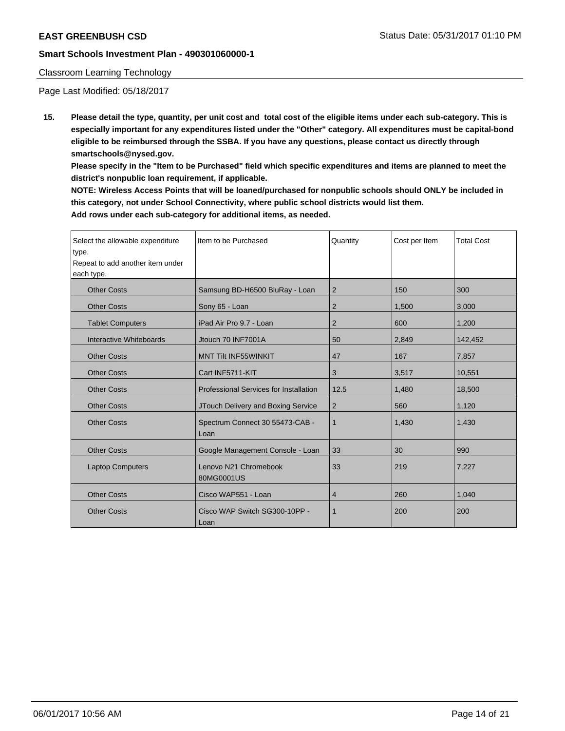**EAST GREENBUSH CSD**

**Smart Schools Investment Plan - 490301060000-1**

Classroom Learning Technology

Page Last Modified: 05/18/2017

**15. Please detail the type, quantity, per unit cost and total cost of the eligible items under each sub-category. This is especially important for any expenditures listed under the "Other" category. All expenditures must be capital-bond eligible to be reimbursed through the SSBA. If you have any questions, please contact us directly through smartschools@nysed.gov.**

**Please specify in the "Item to be Purchased" field which specific expenditures and items are planned to meet the district's nonpublic loan requirement, if applicable.**

**NOTE: Wireless Access Points that will be loaned/purchased for nonpublic schools should ONLY be included in this category, not under School Connectivity, where public school districts would list them.**

**Add rows under each sub-category for additional items, as needed.**

| Select the allowable expenditure type. Repeat to add another item under each type. | Item to be Purchased | Quantity | Cost per Item | Total Cost |
|---|---|---|---|---|
| Other Costs | Samsung BD-H6500 BluRay - Loan | 2 | 150 | 300 |
| Other Costs | Sony 65 - Loan | 2 | 1,500 | 3,000 |
| Tablet Computers | iPad Air Pro 9.7 - Loan | 2 | 600 | 1,200 |
| Interactive Whiteboards | Jtouch 70 INF7001A | 50 | 2,849 | 142,452 |
| Other Costs | MNT Tilt INF55WINKIT | 47 | 167 | 7,857 |
| Other Costs | Cart INF5711-KIT | 3 | 3,517 | 10,551 |
| Other Costs | Professional Services for Installation | 12.5 | 1,480 | 18,500 |
| Other Costs | JTouch Delivery and Boxing Service | 2 | 560 | 1,120 |
| Other Costs | Spectrum Connect 30 55473-CAB - Loan | 1 | 1,430 | 1,430 |
| Other Costs | Google Management Console - Loan | 33 | 30 | 990 |
| Laptop Computers | Lenovo N21 Chromebook 80MG0001US | 33 | 219 | 7,227 |
| Other Costs | Cisco WAP551 - Loan | 4 | 260 | 1,040 |
| Other Costs | Cisco WAP Switch SG300-10PP - Loan | 1 | 200 | 200 |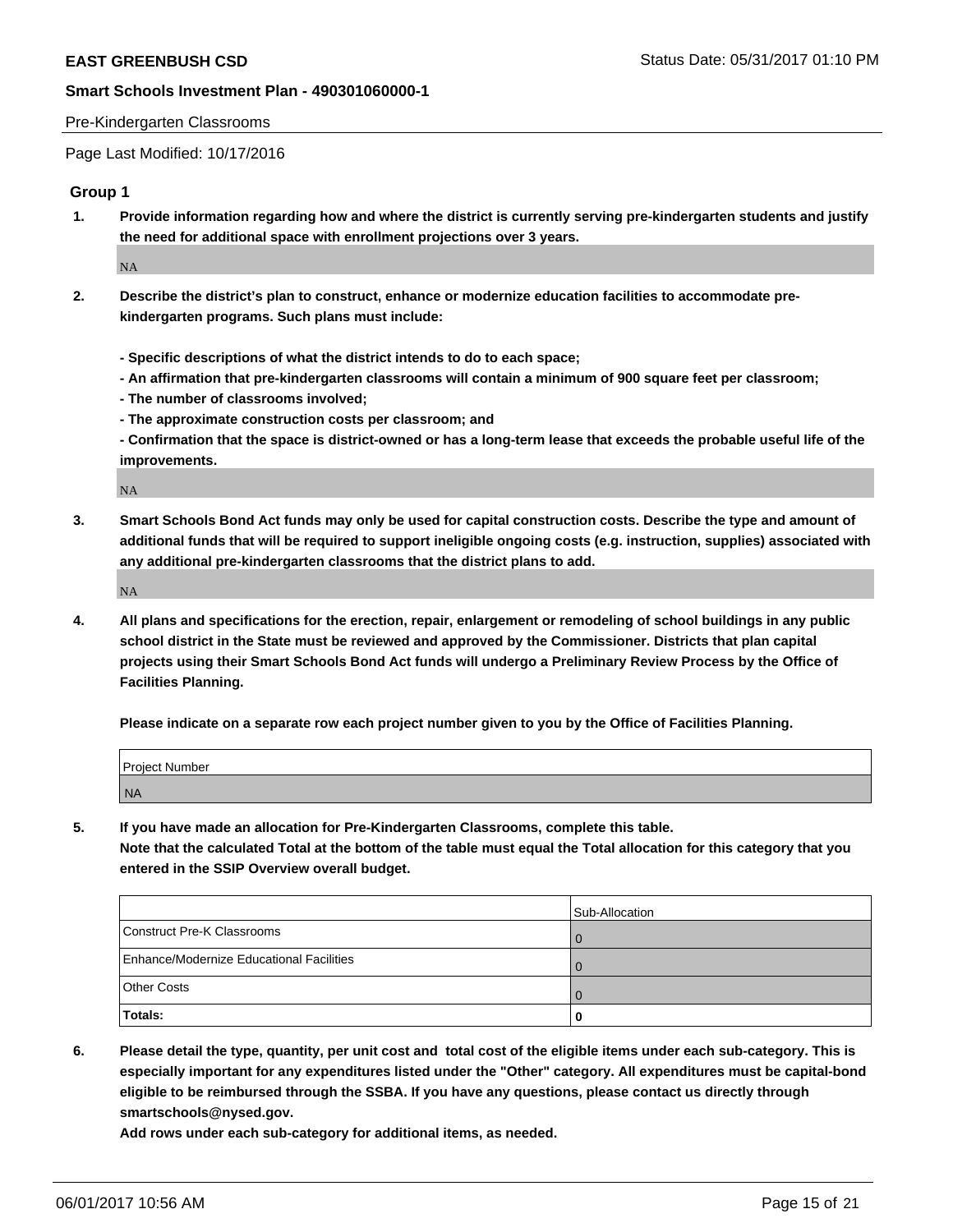Pre-Kindergarten Classrooms

Page Last Modified: 10/17/2016

## Group 1

1. **Provide information regarding how and where the district is currently serving pre-kindergarten students and justify the need for additional space with enrollment projections over 3 years.**

   NA

2. **Describe the district's plan to construct, enhance or modernize education facilities to accommodate pre-kindergarten programs. Such plans must include:**

   **- Specific descriptions of what the district intends to do to each space;**
   **- An affirmation that pre-kindergarten classrooms will contain a minimum of 900 square feet per classroom;**
   **- The number of classrooms involved;**
   **- The approximate construction costs per classroom; and**
   **- Confirmation that the space is district-owned or has a long-term lease that exceeds the probable useful life of the improvements.**

   NA

3. **Smart Schools Bond Act funds may only be used for capital construction costs. Describe the type and amount of additional funds that will be required to support ineligible ongoing costs (e.g. instruction, supplies) associated with any additional pre-kindergarten classrooms that the district plans to add.**

   NA

4. **All plans and specifications for the erection, repair, enlargement or remodeling of school buildings in any public school district in the State must be reviewed and approved by the Commissioner. Districts that plan capital projects using their Smart Schools Bond Act funds will undergo a Preliminary Review Process by the Office of Facilities Planning.**

   **Please indicate on a separate row each project number given to you by the Office of Facilities Planning.**

| Project Number |
|---|
| NA |

5. **If you have made an allocation for Pre-Kindergarten Classrooms, complete this table.**
   **Note that the calculated Total at the bottom of the table must equal the Total allocation for this category that you entered in the SSIP Overview overall budget.**

| | Sub-Allocation |
|---|---|
| Construct Pre-K Classrooms | 0 |
| Enhance/Modernize Educational Facilities | 0 |
| Other Costs | 0 |
| **Totals:** | **0** |

6. **Please detail the type, quantity, per unit cost and total cost of the eligible items under each sub-category. This is especially important for any expenditures listed under the "Other" category. All expenditures must be capital-bond eligible to be reimbursed through the SSBA. If you have any questions, please contact us directly through smartschools@nysed.gov.**
   **Add rows under each sub-category for additional items, as needed.**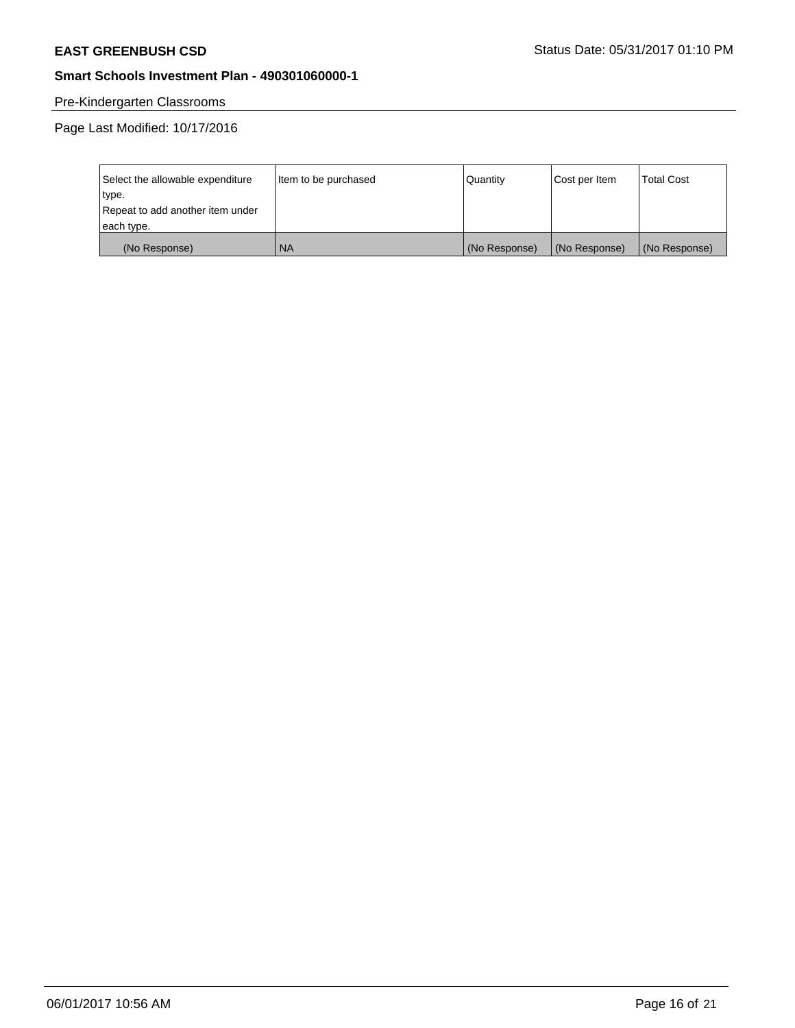**EAST GREENBUSH CSD** Status Date: 05/31/2017 01:10 PM

**Smart Schools Investment Plan - 490301060000-1**

Pre-Kindergarten Classrooms

Page Last Modified: 10/17/2016

| Select the allowable expenditure type. Repeat to add another item under each type. | Item to be purchased | Quantity | Cost per Item | Total Cost |
|---|---|---|---|---|
| (No Response) | NA | (No Response) | (No Response) | (No Response) |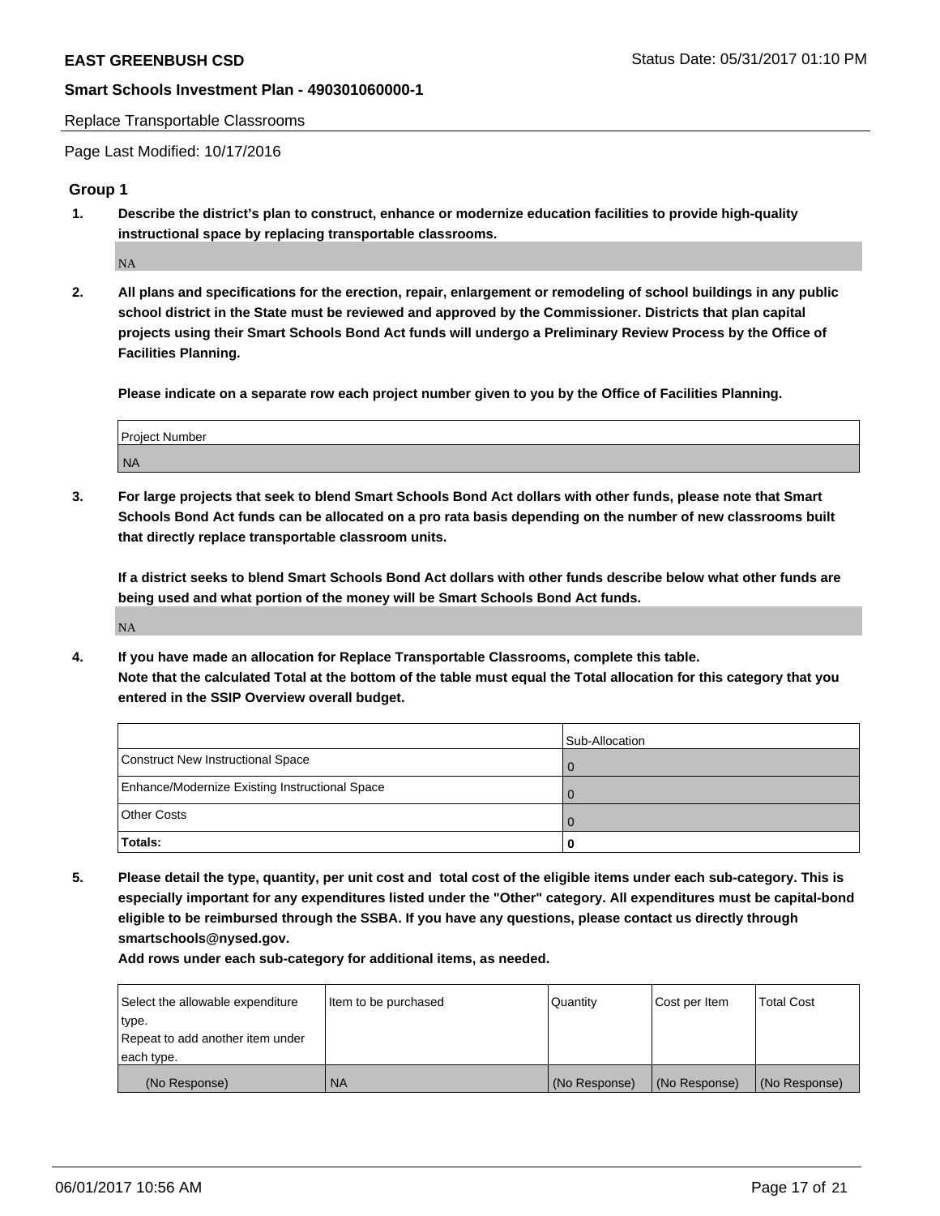Replace Transportable Classrooms

Page Last Modified: 10/17/2016

## Group 1

**1. Describe the district's plan to construct, enhance or modernize education facilities to provide high-quality instructional space by replacing transportable classrooms.**

NA

**2. All plans and specifications for the erection, repair, enlargement or remodeling of school buildings in any public school district in the State must be reviewed and approved by the Commissioner. Districts that plan capital projects using their Smart Schools Bond Act funds will undergo a Preliminary Review Process by the Office of Facilities Planning.**

**Please indicate on a separate row each project number given to you by the Office of Facilities Planning.**

| Project Number |
| --- |
| NA |

**3. For large projects that seek to blend Smart Schools Bond Act dollars with other funds, please note that Smart Schools Bond Act funds can be allocated on a pro rata basis depending on the number of new classrooms built that directly replace transportable classroom units.**

**If a district seeks to blend Smart Schools Bond Act dollars with other funds describe below what other funds are being used and what portion of the money will be Smart Schools Bond Act funds.**

NA

**4. If you have made an allocation for Replace Transportable Classrooms, complete this table. Note that the calculated Total at the bottom of the table must equal the Total allocation for this category that you entered in the SSIP Overview overall budget.**

| | Sub-Allocation |
| --- | --- |
| Construct New Instructional Space | 0 |
| Enhance/Modernize Existing Instructional Space | 0 |
| Other Costs | 0 |
| **Totals:** | **0** |

**5. Please detail the type, quantity, per unit cost and total cost of the eligible items under each sub-category. This is especially important for any expenditures listed under the "Other" category. All expenditures must be capital-bond eligible to be reimbursed through the SSBA. If you have any questions, please contact us directly through smartschools@nysed.gov.**

**Add rows under each sub-category for additional items, as needed.**

| Select the allowable expenditure type. Repeat to add another item under each type. | Item to be purchased | Quantity | Cost per Item | Total Cost |
| --- | --- | --- | --- | --- |
| (No Response) | NA | (No Response) | (No Response) | (No Response) |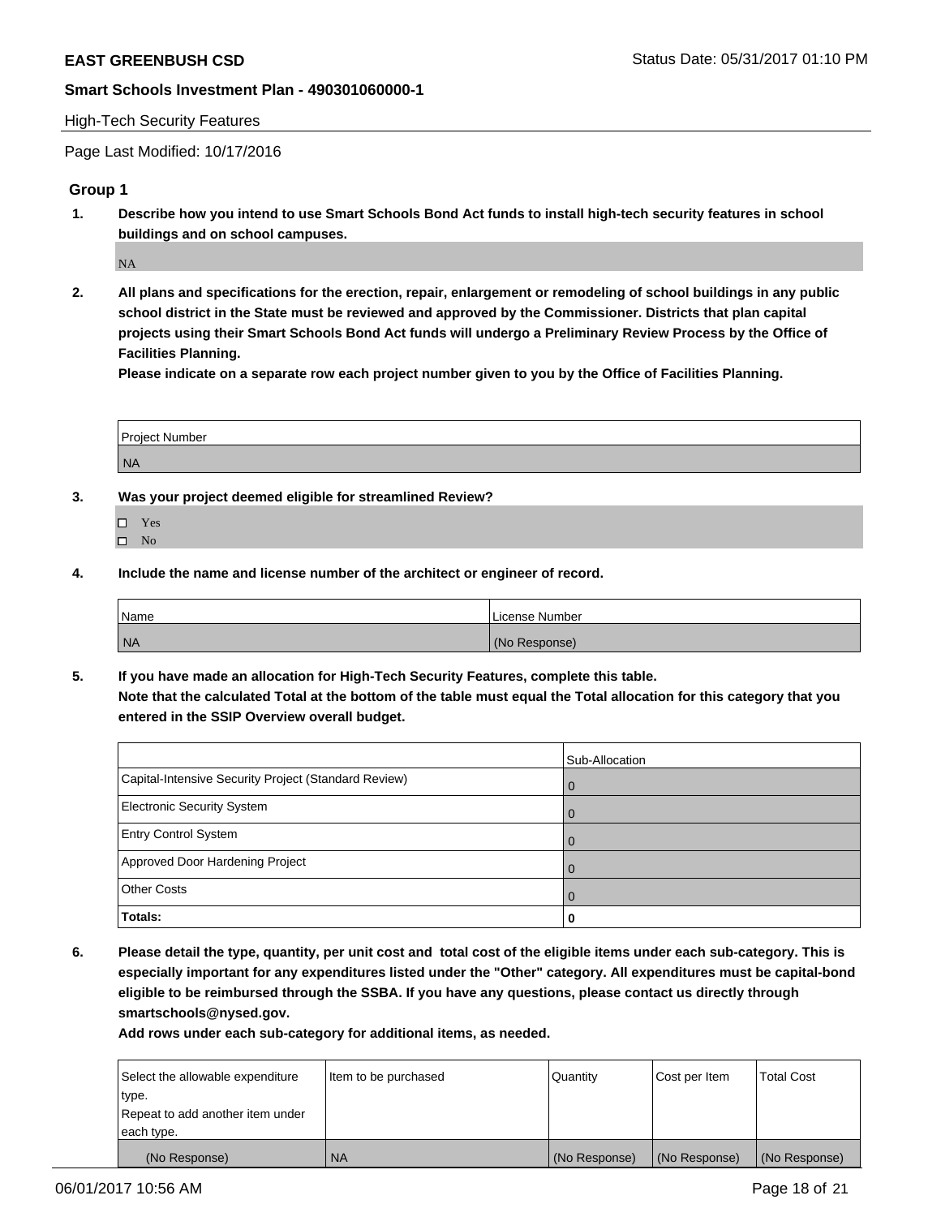**EAST GREENBUSH CSD**

**Smart Schools Investment Plan - 490301060000-1**

High-Tech Security Features

Page Last Modified: 10/17/2016

## Group 1

1. **Describe how you intend to use Smart Schools Bond Act funds to install high-tech security features in school buildings and on school campuses.**

   NA

2. **All plans and specifications for the erection, repair, enlargement or remodeling of school buildings in any public school district in the State must be reviewed and approved by the Commissioner. Districts that plan capital projects using their Smart Schools Bond Act funds will undergo a Preliminary Review Process by the Office of Facilities Planning.**

   **Please indicate on a separate row each project number given to you by the Office of Facilities Planning.**

| Project Number |
|---|
| NA |

3. **Was your project deemed eligible for streamlined Review?**

   - ☐ Yes
   - ☐ No

4. **Include the name and license number of the architect or engineer of record.**

| Name | License Number |
|---|---|
| NA | (No Response) |

5. **If you have made an allocation for High-Tech Security Features, complete this table.**

   **Note that the calculated Total at the bottom of the table must equal the Total allocation for this category that you entered in the SSIP Overview overall budget.**

| | Sub-Allocation |
|---|---|
| Capital-Intensive Security Project (Standard Review) | 0 |
| Electronic Security System | 0 |
| Entry Control System | 0 |
| Approved Door Hardening Project | 0 |
| Other Costs | 0 |
| **Totals:** | **0** |

6. **Please detail the type, quantity, per unit cost and total cost of the eligible items under each sub-category. This is especially important for any expenditures listed under the "Other" category. All expenditures must be capital-bond eligible to be reimbursed through the SSBA. If you have any questions, please contact us directly through smartschools@nysed.gov.**

   **Add rows under each sub-category for additional items, as needed.**

| Select the allowable expenditure type. Repeat to add another item under each type. | Item to be purchased | Quantity | Cost per Item | Total Cost |
|---|---|---|---|---|
| (No Response) | NA | (No Response) | (No Response) | (No Response) |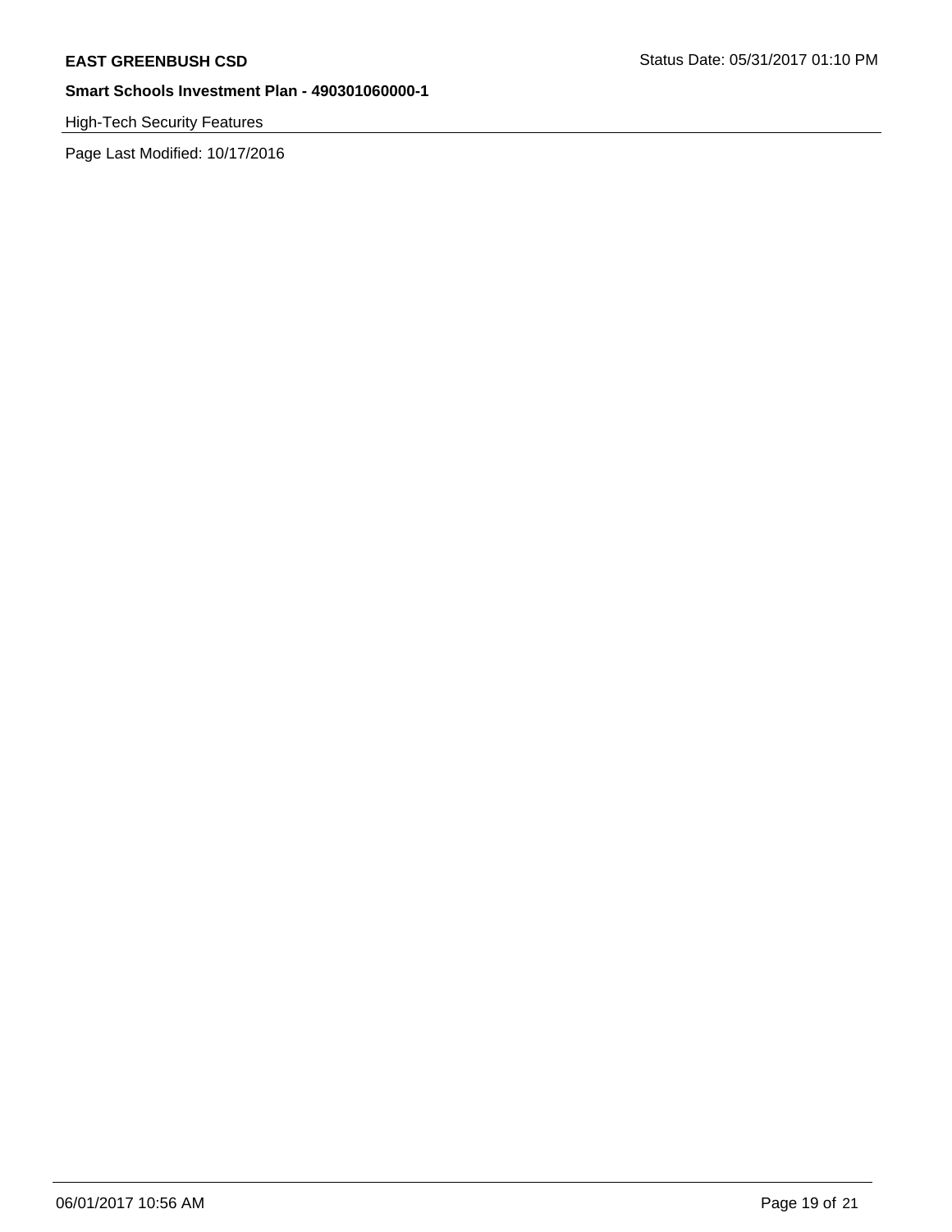High-Tech Security Features

Page Last Modified: 10/17/2016